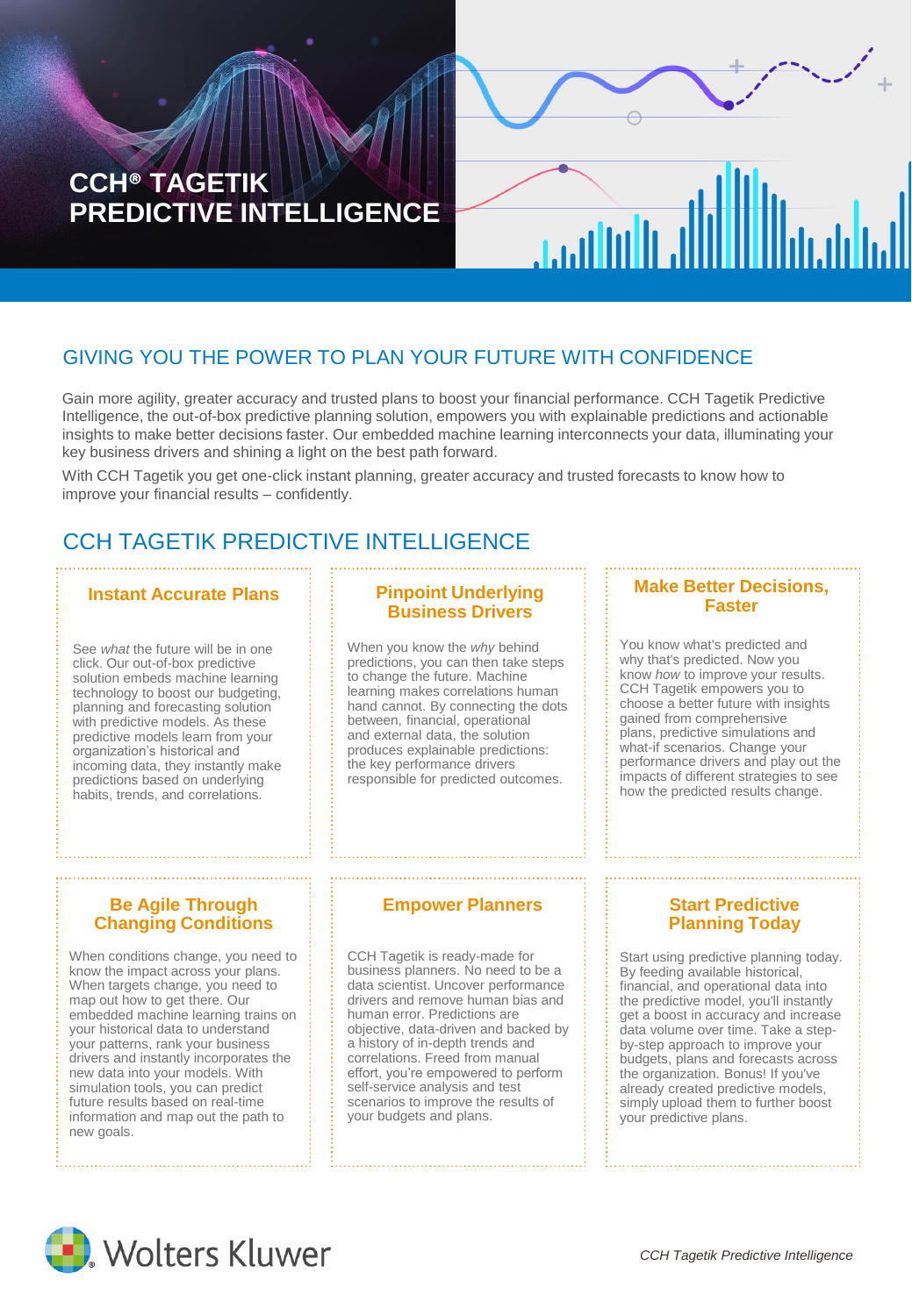# CCH® TAGETIK PREDICTIVE INTELLIGENCE

## GIVING YOU THE POWER TO PLAN YOUR FUTURE WITH CONFIDENCE

Gain more agility, greater accuracy and trusted plans to boost your financial performance. CCH Tagetik Predictive Intelligence, the out-of-box predictive planning solution, empowers you with explainable predictions and actionable insights to make better decisions faster. Our embedded machine learning interconnects your data, illuminating your key business drivers and shining a light on the best path forward.

With CCH Tagetik you get one-click instant planning, greater accuracy and trusted forecasts to know how to improve your financial results – confidently.

## CCH TAGETIK PREDICTIVE INTELLIGENCE

### Instant Accurate Plans

See *what* the future will be in one click. Our out-of-box predictive solution embeds machine learning technology to boost our budgeting, planning and forecasting solution with predictive models. As these predictive models learn from your organization's historical and incoming data, they instantly make predictions based on underlying habits, trends, and correlations.

### Pinpoint Underlying Business Drivers

When you know the *why* behind predictions, you can then take steps to change the future. Machine learning makes correlations human hand cannot. By connecting the dots between, financial, operational and external data, the solution produces explainable predictions: the key performance drivers responsible for predicted outcomes.

### Make Better Decisions, Faster

You know what's predicted and why that's predicted. Now you know *how* to improve your results. CCH Tagetik empowers you to choose a better future with insights gained from comprehensive plans, predictive simulations and what-if scenarios. Change your performance drivers and play out the impacts of different strategies to see how the predicted results change.

### Be Agile Through Changing Conditions

When conditions change, you need to know the impact across your plans. When targets change, you need to map out how to get there. Our embedded machine learning trains on your historical data to understand your patterns, rank your business drivers and instantly incorporates the new data into your models. With simulation tools, you can predict future results based on real-time information and map out the path to new goals.

### Empower Planners

CCH Tagetik is ready-made for business planners. No need to be a data scientist. Uncover performance drivers and remove human bias and human error. Predictions are objective, data-driven and backed by a history of in-depth trends and correlations. Freed from manual effort, you're empowered to perform self-service analysis and test scenarios to improve the results of your budgets and plans.

### Start Predictive Planning Today

Start using predictive planning today. By feeding available historical, financial, and operational data into the predictive model, you'll instantly get a boost in accuracy and increase data volume over time. Take a step-by-step approach to improve your budgets, plans and forecasts across the organization. Bonus! If you've already created predictive models, simply upload them to further boost your predictive plans.

Wolters Kluwer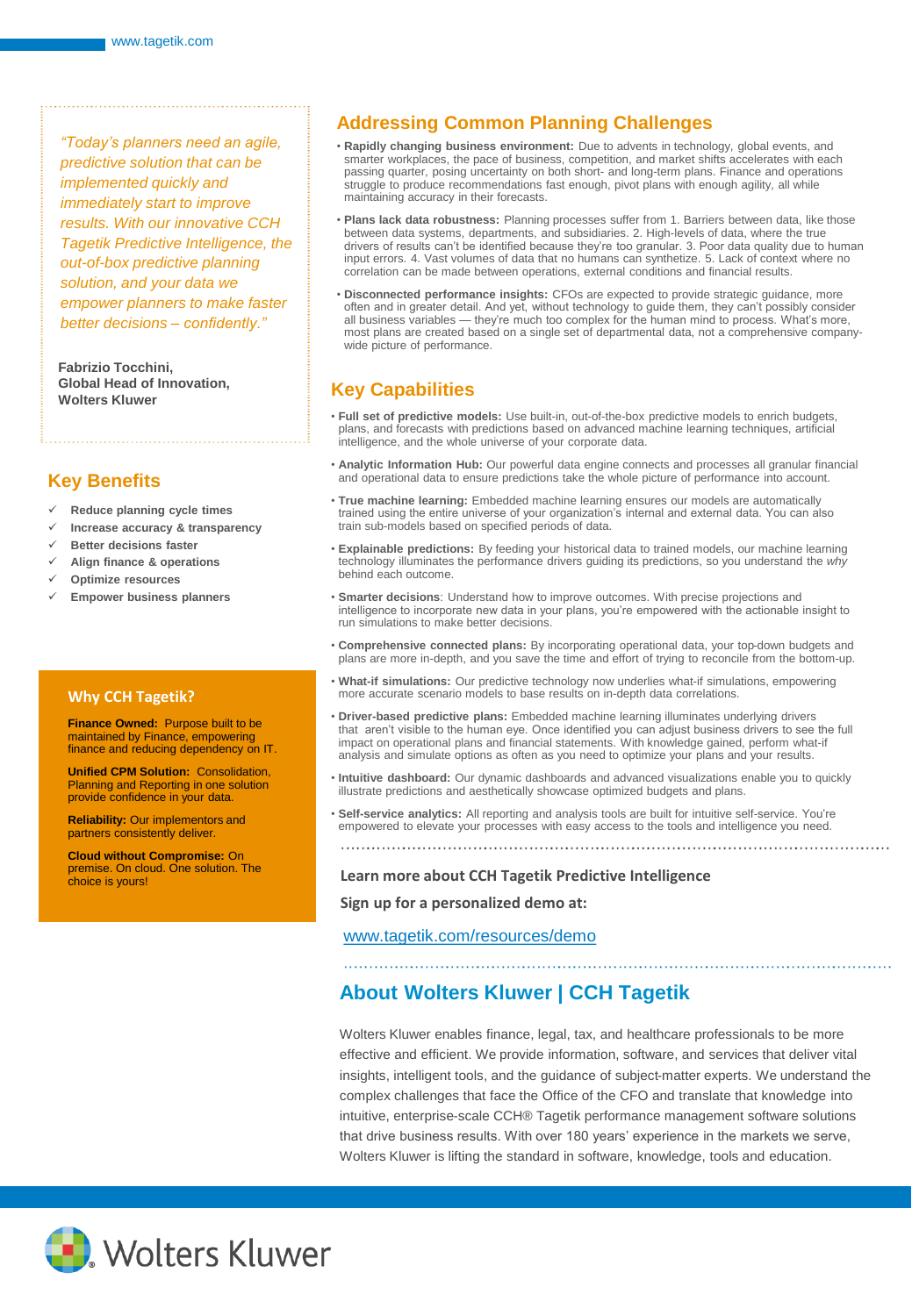*"Today's planners need an agile, predictive solution that can be implemented quickly and immediately start to improve results. With our innovative CCH Tagetik Predictive Intelligence, the out-of-box predictive planning solution, and your data we empower planners to make faster better decisions – confidently."*

**Fabrizio Tocchini,
Global Head of Innovation,
Wolters Kluwer**

## Key Benefits

- ✓ **Reduce planning cycle times**
- ✓ **Increase accuracy & transparency**
- ✓ **Better decisions faster**
- ✓ **Align finance & operations**
- ✓ **Optimize resources**
- ✓ **Empower business planners**

### Why CCH Tagetik?

**Finance Owned:** Purpose built to be maintained by Finance, empowering finance and reducing dependency on IT.

**Unified CPM Solution:** Consolidation, Planning and Reporting in one solution provide confidence in your data.

**Reliability:** Our implementors and partners consistently deliver.

**Cloud without Compromise:** On premise. On cloud. One solution. The choice is yours!

## Addressing Common Planning Challenges

- **Rapidly changing business environment:** Due to advents in technology, global events, and smarter workplaces, the pace of business, competition, and market shifts accelerates with each passing quarter, posing uncertainty on both short- and long-term plans. Finance and operations struggle to produce recommendations fast enough, pivot plans with enough agility, all while maintaining accuracy in their forecasts.
- **Plans lack data robustness:** Planning processes suffer from 1. Barriers between data, like those between data systems, departments, and subsidiaries. 2. High-levels of data, where the true drivers of results can't be identified because they're too granular. 3. Poor data quality due to human input errors. 4. Vast volumes of data that no humans can synthetize. 5. Lack of context where no correlation can be made between operations, external conditions and financial results.
- **Disconnected performance insights:** CFOs are expected to provide strategic guidance, more often and in greater detail. And yet, without technology to guide them, they can't possibly consider all business variables — they're much too complex for the human mind to process. What's more, most plans are created based on a single set of departmental data, not a comprehensive company-wide picture of performance.

## Key Capabilities

- **Full set of predictive models:** Use built-in, out-of-the-box predictive models to enrich budgets, plans, and forecasts with predictions based on advanced machine learning techniques, artificial intelligence, and the whole universe of your corporate data.
- **Analytic Information Hub:** Our powerful data engine connects and processes all granular financial and operational data to ensure predictions take the whole picture of performance into account.
- **True machine learning:** Embedded machine learning ensures our models are automatically trained using the entire universe of your organization's internal and external data. You can also train sub-models based on specified periods of data.
- **Explainable predictions:** By feeding your historical data to trained models, our machine learning technology illuminates the performance drivers guiding its predictions, so you understand the *why* behind each outcome.
- **Smarter decisions**: Understand how to improve outcomes. With precise projections and intelligence to incorporate new data in your plans, you're empowered with the actionable insight to run simulations to make better decisions.
- **Comprehensive connected plans:** By incorporating operational data, your top-down budgets and plans are more in-depth, and you save the time and effort of trying to reconcile from the bottom-up.
- **What-if simulations:** Our predictive technology now underlies what-if simulations, empowering more accurate scenario models to base results on in-depth data correlations.
- **Driver-based predictive plans:** Embedded machine learning illuminates underlying drivers that aren't visible to the human eye. Once identified you can adjust business drivers to see the full impact on operational plans and financial statements. With knowledge gained, perform what-if analysis and simulate options as often as you need to optimize your plans and your results.
- **Intuitive dashboard:** Our dynamic dashboards and advanced visualizations enable you to quickly illustrate predictions and aesthetically showcase optimized budgets and plans.
- **Self-service analytics:** All reporting and analysis tools are built for intuitive self-service. You're empowered to elevate your processes with easy access to the tools and intelligence you need.

**Learn more about CCH Tagetik Predictive Intelligence**

**Sign up for a personalized demo at:**

www.tagetik.com/resources/demo

## About Wolters Kluwer | CCH Tagetik

Wolters Kluwer enables finance, legal, tax, and healthcare professionals to be more effective and efficient. We provide information, software, and services that deliver vital insights, intelligent tools, and the guidance of subject-matter experts. We understand the complex challenges that face the Office of the CFO and translate that knowledge into intuitive, enterprise-scale CCH® Tagetik performance management software solutions that drive business results. With over 180 years' experience in the markets we serve, Wolters Kluwer is lifting the standard in software, knowledge, tools and education.

Wolters Kluwer